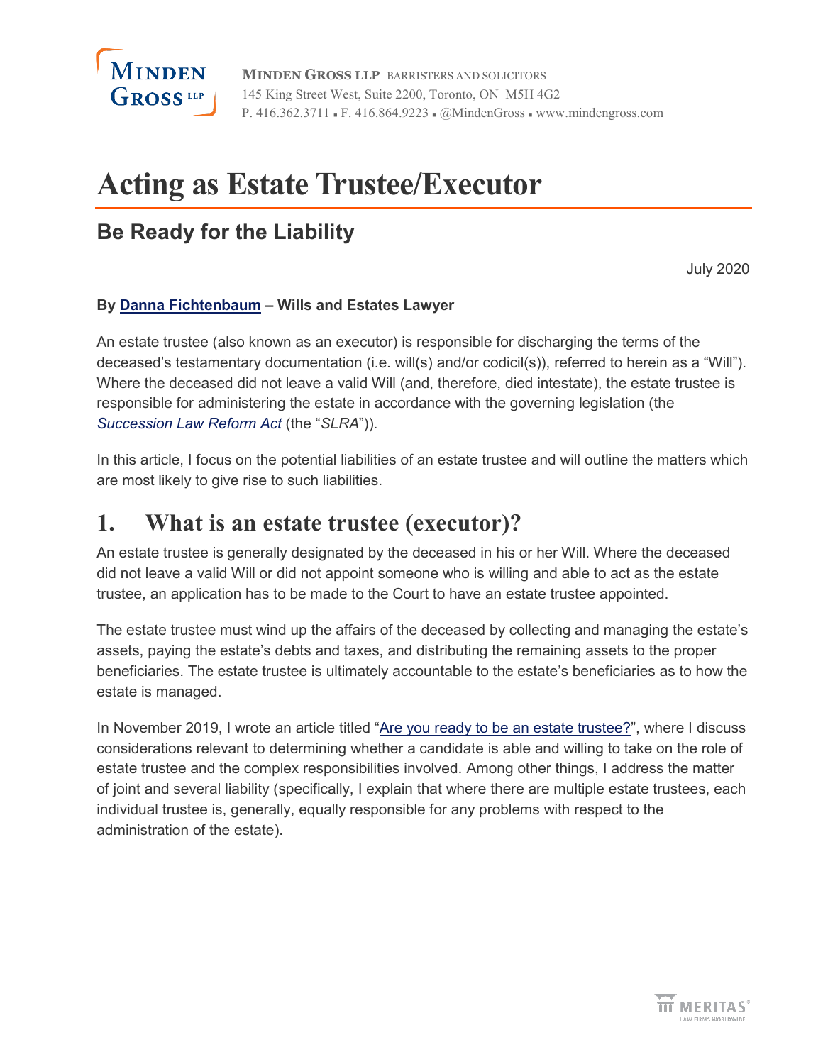# Acting as Estate Trustee/Executor

## Be Ready for the Liability

July 2020

**By Danna Fichtenbaum – Wills and Estates Lawyer**

An estate trustee (also known as an executor) is responsible for discharging the terms of the deceased's testamentary documentation (i.e. will(s) and/or codicil(s)), referred to herein as a "Will"). Where the deceased did not leave a valid Will (and, therefore, died intestate), the estate trustee is responsible for administering the estate in accordance with the governing legislation (the *Succession Law Reform Act* (the "*SLRA*")).

In this article, I focus on the potential liabilities of an estate trustee and will outline the matters which are most likely to give rise to such liabilities.

## 1. What is an estate trustee (executor)?

An estate trustee is generally designated by the deceased in his or her Will. Where the deceased did not leave a valid Will or did not appoint someone who is willing and able to act as the estate trustee, an application has to be made to the Court to have an estate trustee appointed.

The estate trustee must wind up the affairs of the deceased by collecting and managing the estate's assets, paying the estate's debts and taxes, and distributing the remaining assets to the proper beneficiaries. The estate trustee is ultimately accountable to the estate's beneficiaries as to how the estate is managed.

In November 2019, I wrote an article titled "Are you ready to be an estate trustee?", where I discuss considerations relevant to determining whether a candidate is able and willing to take on the role of estate trustee and the complex responsibilities involved. Among other things, I address the matter of joint and several liability (specifically, I explain that where there are multiple estate trustees, each individual trustee is, generally, equally responsible for any problems with respect to the administration of the estate).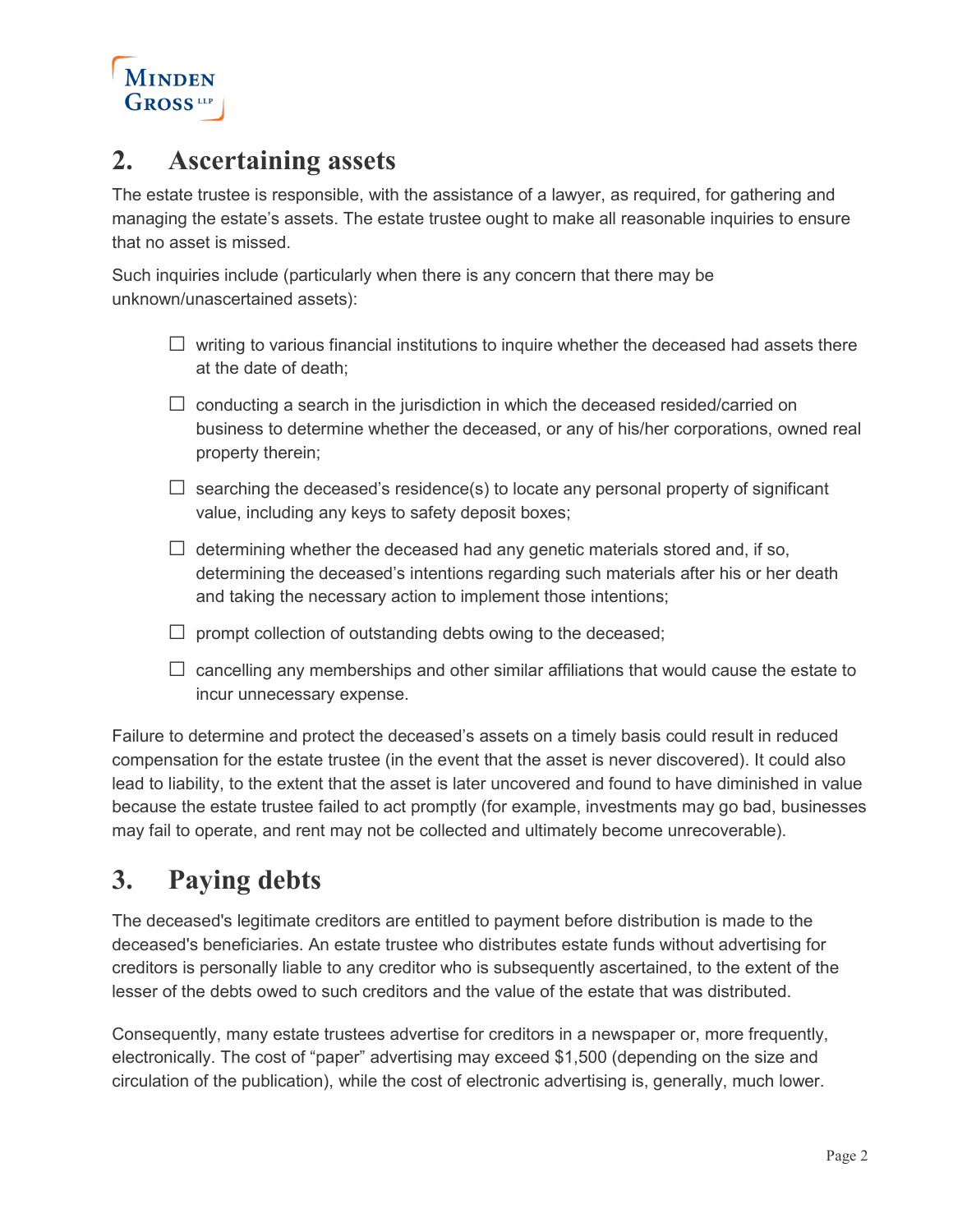## 2. Ascertaining assets

The estate trustee is responsible, with the assistance of a lawyer, as required, for gathering and managing the estate's assets. The estate trustee ought to make all reasonable inquiries to ensure that no asset is missed.

Such inquiries include (particularly when there is any concern that there may be unknown/unascertained assets):

- ☐ writing to various financial institutions to inquire whether the deceased had assets there at the date of death;
- ☐ conducting a search in the jurisdiction in which the deceased resided/carried on business to determine whether the deceased, or any of his/her corporations, owned real property therein;
- ☐ searching the deceased's residence(s) to locate any personal property of significant value, including any keys to safety deposit boxes;
- ☐ determining whether the deceased had any genetic materials stored and, if so, determining the deceased's intentions regarding such materials after his or her death and taking the necessary action to implement those intentions;
- ☐ prompt collection of outstanding debts owing to the deceased;
- ☐ cancelling any memberships and other similar affiliations that would cause the estate to incur unnecessary expense.

Failure to determine and protect the deceased's assets on a timely basis could result in reduced compensation for the estate trustee (in the event that the asset is never discovered). It could also lead to liability, to the extent that the asset is later uncovered and found to have diminished in value because the estate trustee failed to act promptly (for example, investments may go bad, businesses may fail to operate, and rent may not be collected and ultimately become unrecoverable).

## 3. Paying debts

The deceased's legitimate creditors are entitled to payment before distribution is made to the deceased's beneficiaries. An estate trustee who distributes estate funds without advertising for creditors is personally liable to any creditor who is subsequently ascertained, to the extent of the lesser of the debts owed to such creditors and the value of the estate that was distributed.

Consequently, many estate trustees advertise for creditors in a newspaper or, more frequently, electronically. The cost of "paper" advertising may exceed $1,500 (depending on the size and circulation of the publication), while the cost of electronic advertising is, generally, much lower.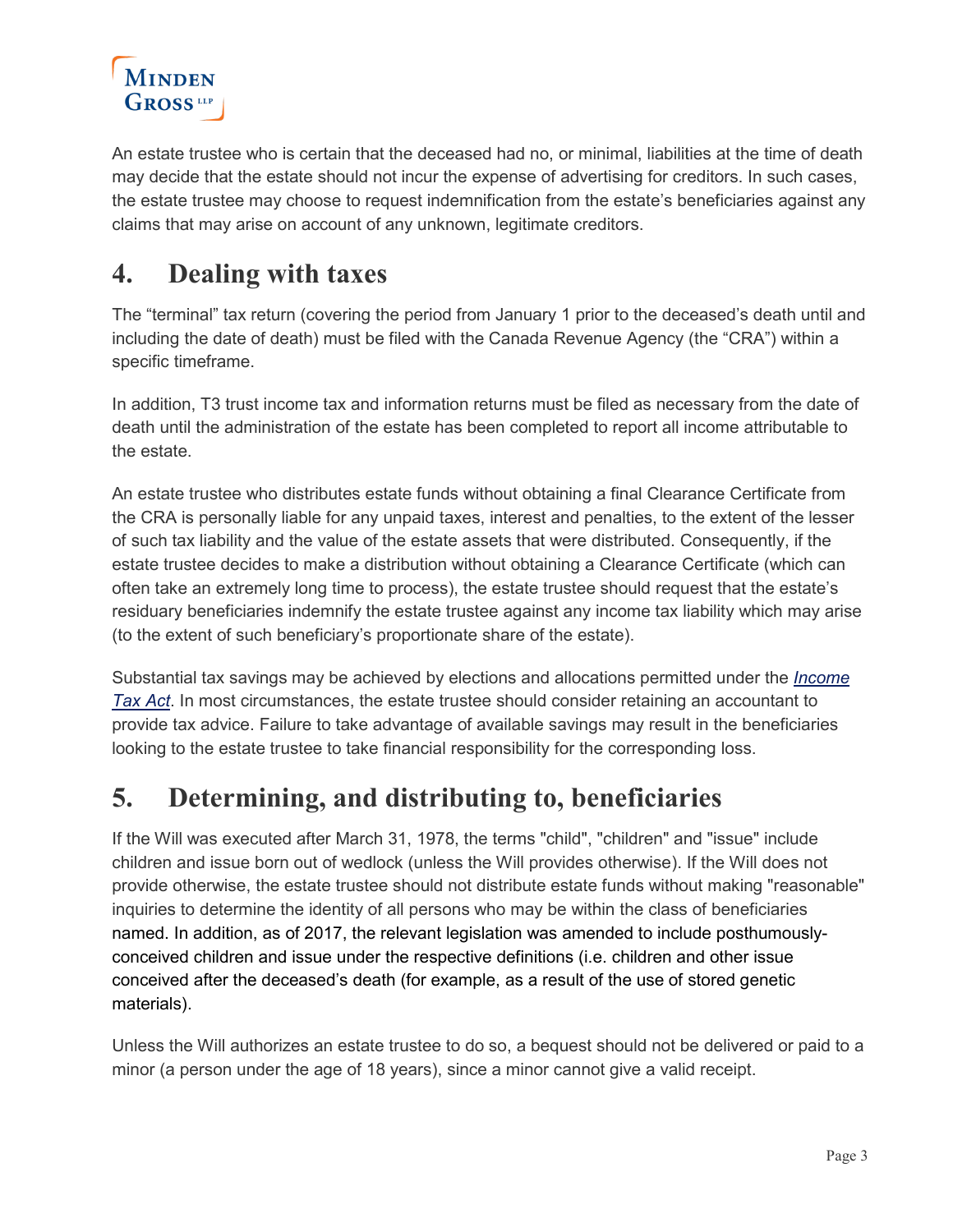An estate trustee who is certain that the deceased had no, or minimal, liabilities at the time of death may decide that the estate should not incur the expense of advertising for creditors. In such cases, the estate trustee may choose to request indemnification from the estate's beneficiaries against any claims that may arise on account of any unknown, legitimate creditors.

## 4. Dealing with taxes

The "terminal" tax return (covering the period from January 1 prior to the deceased's death until and including the date of death) must be filed with the Canada Revenue Agency (the "CRA") within a specific timeframe.

In addition, T3 trust income tax and information returns must be filed as necessary from the date of death until the administration of the estate has been completed to report all income attributable to the estate.

An estate trustee who distributes estate funds without obtaining a final Clearance Certificate from the CRA is personally liable for any unpaid taxes, interest and penalties, to the extent of the lesser of such tax liability and the value of the estate assets that were distributed. Consequently, if the estate trustee decides to make a distribution without obtaining a Clearance Certificate (which can often take an extremely long time to process), the estate trustee should request that the estate's residuary beneficiaries indemnify the estate trustee against any income tax liability which may arise (to the extent of such beneficiary's proportionate share of the estate).

Substantial tax savings may be achieved by elections and allocations permitted under the *Income Tax Act*. In most circumstances, the estate trustee should consider retaining an accountant to provide tax advice. Failure to take advantage of available savings may result in the beneficiaries looking to the estate trustee to take financial responsibility for the corresponding loss.

## 5. Determining, and distributing to, beneficiaries

If the Will was executed after March 31, 1978, the terms "child", "children" and "issue" include children and issue born out of wedlock (unless the Will provides otherwise). If the Will does not provide otherwise, the estate trustee should not distribute estate funds without making "reasonable" inquiries to determine the identity of all persons who may be within the class of beneficiaries named. In addition, as of 2017, the relevant legislation was amended to include posthumously-conceived children and issue under the respective definitions (i.e. children and other issue conceived after the deceased's death (for example, as a result of the use of stored genetic materials).

Unless the Will authorizes an estate trustee to do so, a bequest should not be delivered or paid to a minor (a person under the age of 18 years), since a minor cannot give a valid receipt.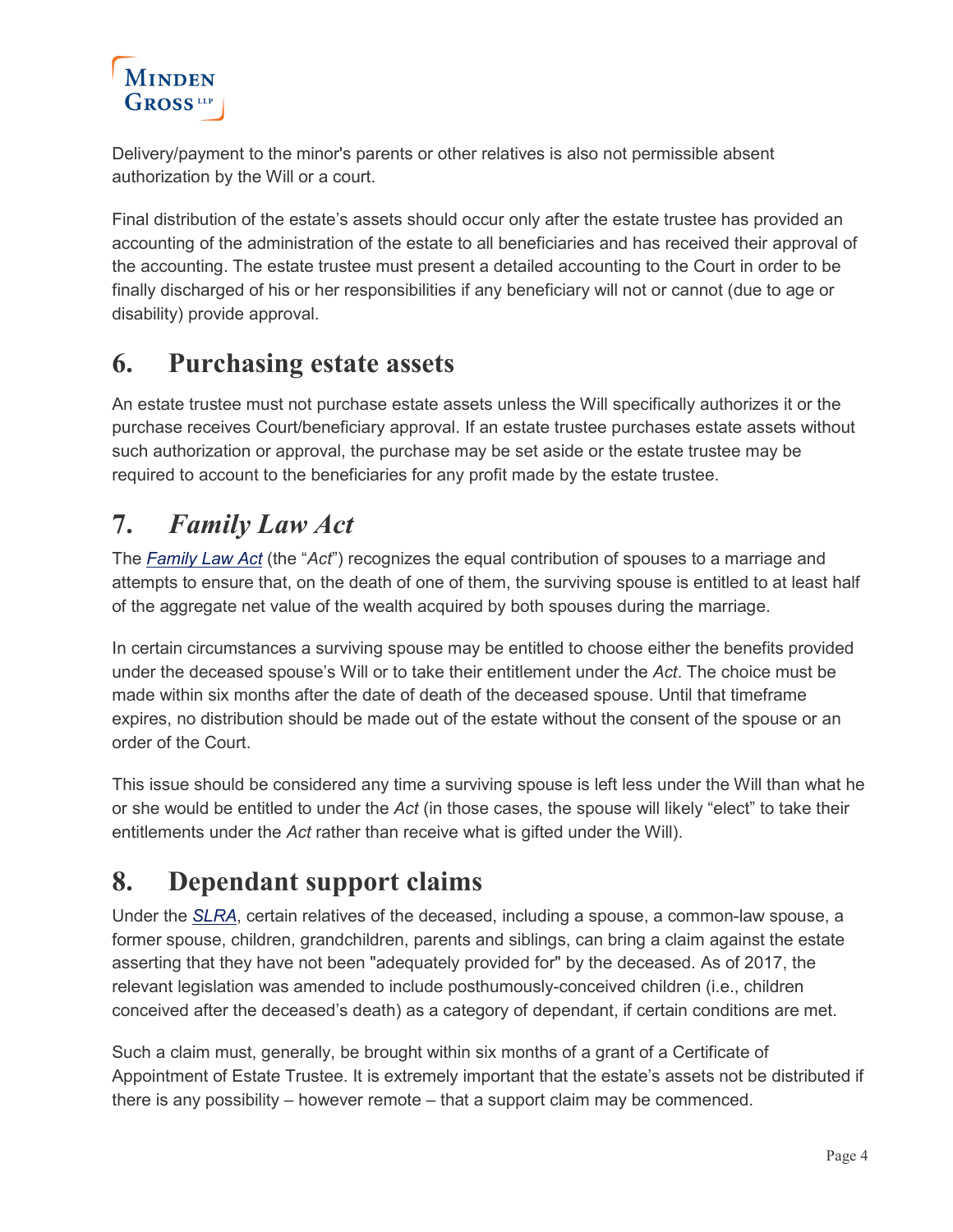Delivery/payment to the minor's parents or other relatives is also not permissible absent authorization by the Will or a court.

Final distribution of the estate's assets should occur only after the estate trustee has provided an accounting of the administration of the estate to all beneficiaries and has received their approval of the accounting. The estate trustee must present a detailed accounting to the Court in order to be finally discharged of his or her responsibilities if any beneficiary will not or cannot (due to age or disability) provide approval.

## 6. Purchasing estate assets

An estate trustee must not purchase estate assets unless the Will specifically authorizes it or the purchase receives Court/beneficiary approval. If an estate trustee purchases estate assets without such authorization or approval, the purchase may be set aside or the estate trustee may be required to account to the beneficiaries for any profit made by the estate trustee.

## 7. *Family Law Act*

The *Family Law Act* (the "*Act*") recognizes the equal contribution of spouses to a marriage and attempts to ensure that, on the death of one of them, the surviving spouse is entitled to at least half of the aggregate net value of the wealth acquired by both spouses during the marriage.

In certain circumstances a surviving spouse may be entitled to choose either the benefits provided under the deceased spouse's Will or to take their entitlement under the *Act*. The choice must be made within six months after the date of death of the deceased spouse. Until that timeframe expires, no distribution should be made out of the estate without the consent of the spouse or an order of the Court.

This issue should be considered any time a surviving spouse is left less under the Will than what he or she would be entitled to under the *Act* (in those cases, the spouse will likely "elect" to take their entitlements under the *Act* rather than receive what is gifted under the Will).

## 8. Dependant support claims

Under the *SLRA*, certain relatives of the deceased, including a spouse, a common-law spouse, a former spouse, children, grandchildren, parents and siblings, can bring a claim against the estate asserting that they have not been "adequately provided for" by the deceased. As of 2017, the relevant legislation was amended to include posthumously-conceived children (i.e., children conceived after the deceased's death) as a category of dependant, if certain conditions are met.

Such a claim must, generally, be brought within six months of a grant of a Certificate of Appointment of Estate Trustee. It is extremely important that the estate's assets not be distributed if there is any possibility – however remote – that a support claim may be commenced.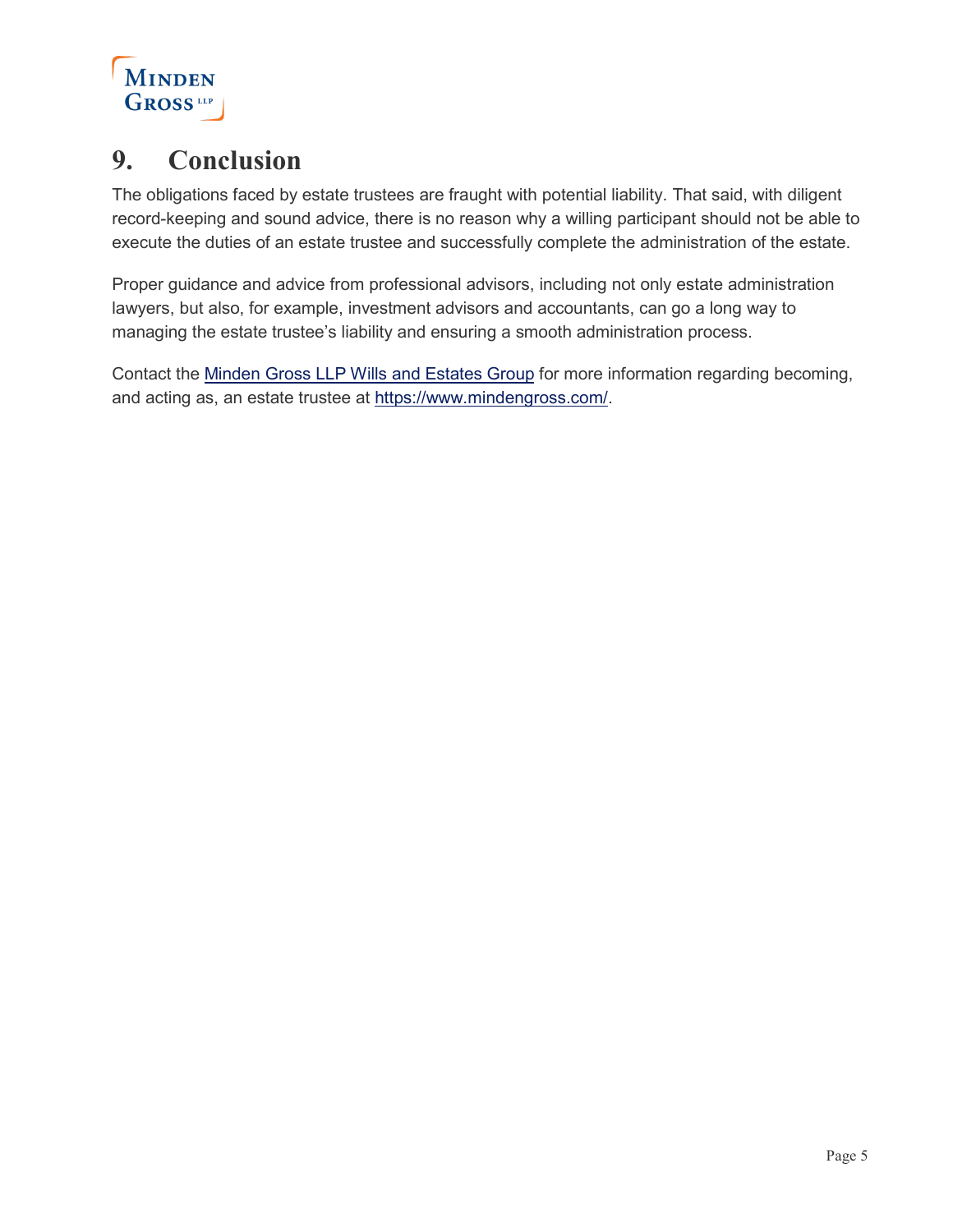## 9. Conclusion

The obligations faced by estate trustees are fraught with potential liability. That said, with diligent record-keeping and sound advice, there is no reason why a willing participant should not be able to execute the duties of an estate trustee and successfully complete the administration of the estate.

Proper guidance and advice from professional advisors, including not only estate administration lawyers, but also, for example, investment advisors and accountants, can go a long way to managing the estate trustee's liability and ensuring a smooth administration process.

Contact the [Minden Gross LLP Wills and Estates Group](https://www.mindengross.com/) for more information regarding becoming, and acting as, an estate trustee at [https://www.mindengross.com/](https://www.mindengross.com/).